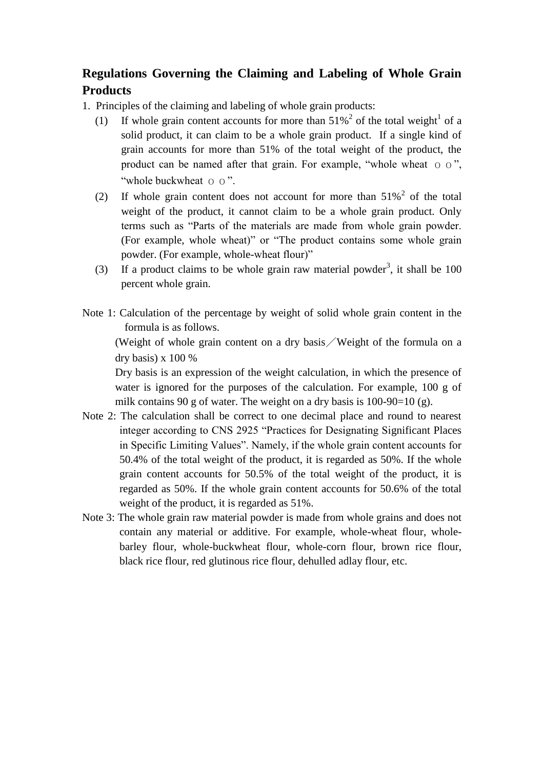# Regulations Governing the Claiming and Labeling of Whole Grain Products

1. Principles of the claiming and labeling of whole grain products:
   (1) If whole grain content accounts for more than 51%[2] of the total weight[1] of a solid product, it can claim to be a whole grain product. If a single kind of grain accounts for more than 51% of the total weight of the product, the product can be named after that grain. For example, "whole wheat ＯＯ", "whole buckwheat ＯＯ".
   (2) If whole grain content does not account for more than 51%[2] of the total weight of the product, it cannot claim to be a whole grain product. Only terms such as "Parts of the materials are made from whole grain powder. (For example, whole wheat)" or "The product contains some whole grain powder. (For example, whole-wheat flour)"
   (3) If a product claims to be whole grain raw material powder[3], it shall be 100 percent whole grain.

Note 1: Calculation of the percentage by weight of solid whole grain content in the formula is as follows.

(Weight of whole grain content on a dry basis／Weight of the formula on a dry basis) x 100 %

Dry basis is an expression of the weight calculation, in which the presence of water is ignored for the purposes of the calculation. For example, 100 g of milk contains 90 g of water. The weight on a dry basis is 100-90=10 (g).

Note 2: The calculation shall be correct to one decimal place and round to nearest integer according to CNS 2925 "Practices for Designating Significant Places in Specific Limiting Values". Namely, if the whole grain content accounts for 50.4% of the total weight of the product, it is regarded as 50%. If the whole grain content accounts for 50.5% of the total weight of the product, it is regarded as 50%. If the whole grain content accounts for 50.6% of the total weight of the product, it is regarded as 51%.

Note 3: The whole grain raw material powder is made from whole grains and does not contain any material or additive. For example, whole-wheat flour, whole-barley flour, whole-buckwheat flour, whole-corn flour, brown rice flour, black rice flour, red glutinous rice flour, dehulled adlay flour, etc.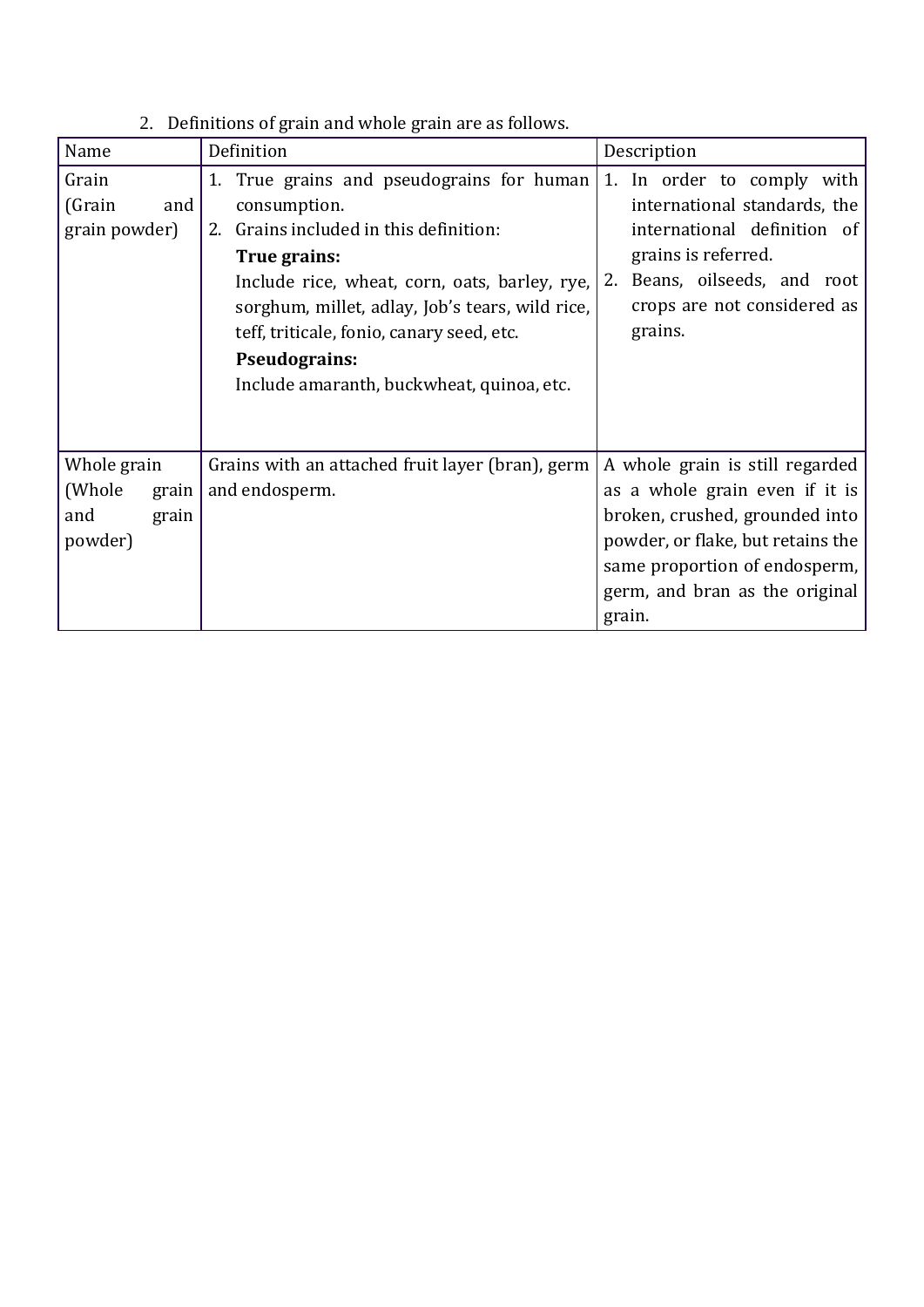2. Definitions of grain and whole grain are as follows.

| Name | Definition | Description |
|---|---|---|
| Grain (Grain and grain powder) | 1. True grains and pseudograins for human consumption.<br>2. Grains included in this definition:<br>**True grains:**<br>Include rice, wheat, corn, oats, barley, rye, sorghum, millet, adlay, Job's tears, wild rice, teff, triticale, fonio, canary seed, etc.<br>**Pseudograins:**<br>Include amaranth, buckwheat, quinoa, etc. | 1. In order to comply with international standards, the international definition of grains is referred.<br>2. Beans, oilseeds, and root crops are not considered as grains. |
| Whole grain (Whole grain and grain powder) | Grains with an attached fruit layer (bran), germ and endosperm. | A whole grain is still regarded as a whole grain even if it is broken, crushed, grounded into powder, or flake, but retains the same proportion of endosperm, germ, and bran as the original grain. |